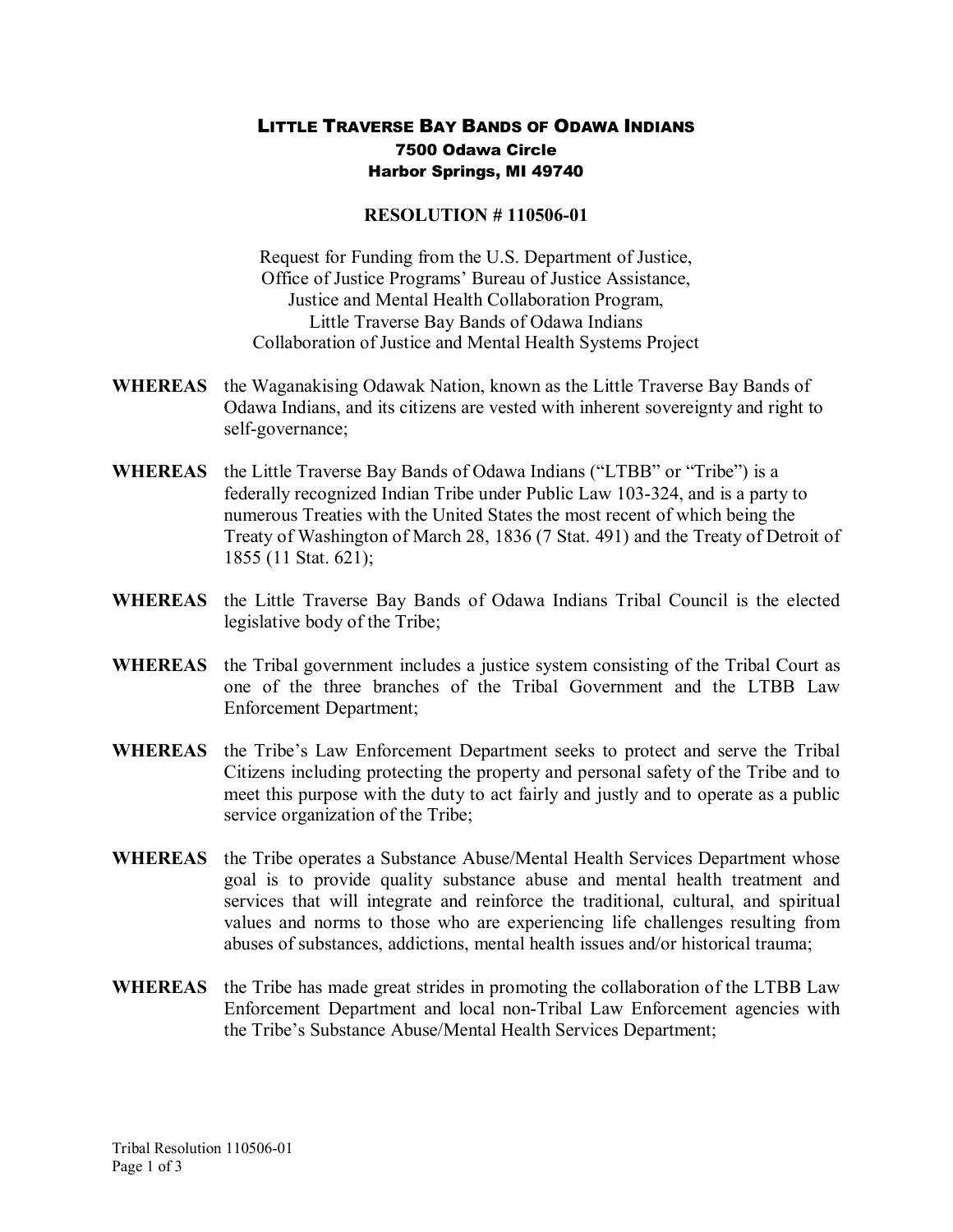# LITTLE TRAVERSE BAY BANDS OF ODAWA INDIANS

**7500 Odawa Circle**
**Harbor Springs, MI 49740**

## RESOLUTION # 110506-01

Request for Funding from the U.S. Department of Justice,
Office of Justice Programs' Bureau of Justice Assistance,
Justice and Mental Health Collaboration Program,
Little Traverse Bay Bands of Odawa Indians
Collaboration of Justice and Mental Health Systems Project

**WHEREAS** the Waganakising Odawak Nation, known as the Little Traverse Bay Bands of Odawa Indians, and its citizens are vested with inherent sovereignty and right to self-governance;

**WHEREAS** the Little Traverse Bay Bands of Odawa Indians ("LTBB" or "Tribe") is a federally recognized Indian Tribe under Public Law 103-324, and is a party to numerous Treaties with the United States the most recent of which being the Treaty of Washington of March 28, 1836 (7 Stat. 491) and the Treaty of Detroit of 1855 (11 Stat. 621);

**WHEREAS** the Little Traverse Bay Bands of Odawa Indians Tribal Council is the elected legislative body of the Tribe;

**WHEREAS** the Tribal government includes a justice system consisting of the Tribal Court as one of the three branches of the Tribal Government and the LTBB Law Enforcement Department;

**WHEREAS** the Tribe's Law Enforcement Department seeks to protect and serve the Tribal Citizens including protecting the property and personal safety of the Tribe and to meet this purpose with the duty to act fairly and justly and to operate as a public service organization of the Tribe;

**WHEREAS** the Tribe operates a Substance Abuse/Mental Health Services Department whose goal is to provide quality substance abuse and mental health treatment and services that will integrate and reinforce the traditional, cultural, and spiritual values and norms to those who are experiencing life challenges resulting from abuses of substances, addictions, mental health issues and/or historical trauma;

**WHEREAS** the Tribe has made great strides in promoting the collaboration of the LTBB Law Enforcement Department and local non-Tribal Law Enforcement agencies with the Tribe's Substance Abuse/Mental Health Services Department;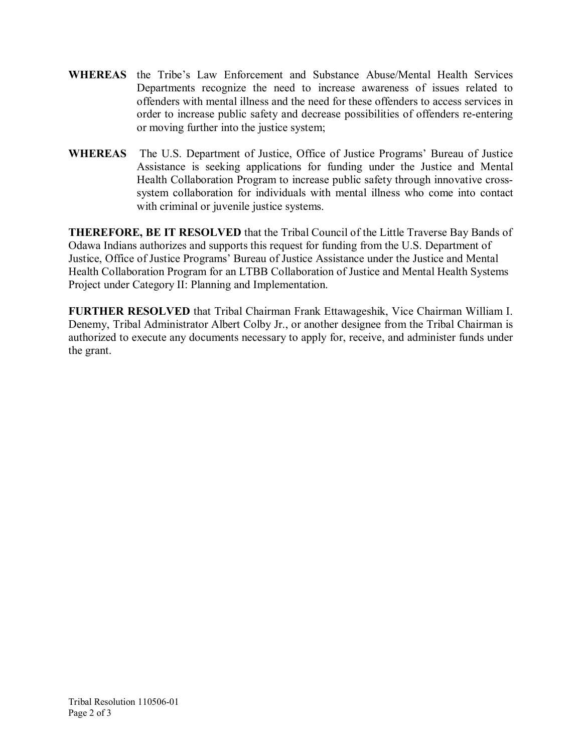**WHEREAS** the Tribe's Law Enforcement and Substance Abuse/Mental Health Services Departments recognize the need to increase awareness of issues related to offenders with mental illness and the need for these offenders to access services in order to increase public safety and decrease possibilities of offenders re-entering or moving further into the justice system;

**WHEREAS** The U.S. Department of Justice, Office of Justice Programs' Bureau of Justice Assistance is seeking applications for funding under the Justice and Mental Health Collaboration Program to increase public safety through innovative cross-system collaboration for individuals with mental illness who come into contact with criminal or juvenile justice systems.

**THEREFORE, BE IT RESOLVED** that the Tribal Council of the Little Traverse Bay Bands of Odawa Indians authorizes and supports this request for funding from the U.S. Department of Justice, Office of Justice Programs' Bureau of Justice Assistance under the Justice and Mental Health Collaboration Program for an LTBB Collaboration of Justice and Mental Health Systems Project under Category II: Planning and Implementation.

**FURTHER RESOLVED** that Tribal Chairman Frank Ettawageshik, Vice Chairman William I. Denemy, Tribal Administrator Albert Colby Jr., or another designee from the Tribal Chairman is authorized to execute any documents necessary to apply for, receive, and administer funds under the grant.

Tribal Resolution 110506-01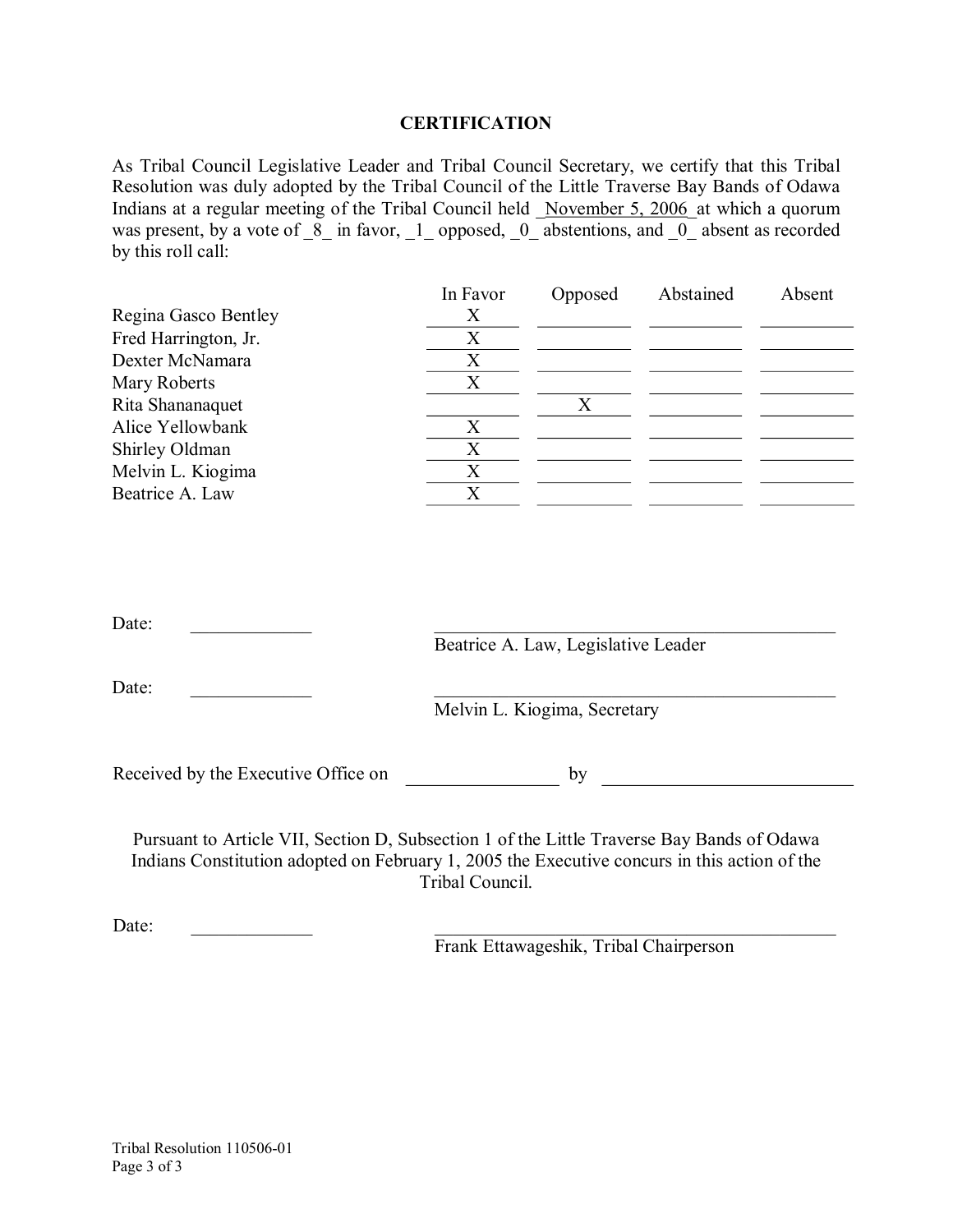## CERTIFICATION

As Tribal Council Legislative Leader and Tribal Council Secretary, we certify that this Tribal Resolution was duly adopted by the Tribal Council of the Little Traverse Bay Bands of Odawa Indians at a regular meeting of the Tribal Council held _November 5, 2006_ at which a quorum was present, by a vote of _8_ in favor, _1_ opposed, _0_ abstentions, and _0_ absent as recorded by this roll call:

| | In Favor | Opposed | Abstained | Absent |
|---|---|---|---|---|
| Regina Gasco Bentley | X | | | |
| Fred Harrington, Jr. | X | | | |
| Dexter McNamara | X | | | |
| Mary Roberts | X | | | |
| Rita Shananaquet | | X | | |
| Alice Yellowbank | X | | | |
| Shirley Oldman | X | | | |
| Melvin L. Kiogima | X | | | |
| Beatrice A. Law | X | | | |

Date: _____________ _________________________________________
Beatrice A. Law, Legislative Leader

Date: _____________ _________________________________________
Melvin L. Kiogima, Secretary

Received by the Executive Office on ________________ by ___________________________

Pursuant to Article VII, Section D, Subsection 1 of the Little Traverse Bay Bands of Odawa Indians Constitution adopted on February 1, 2005 the Executive concurs in this action of the Tribal Council.

Date: _____________ _________________________________________
Frank Ettawageshik, Tribal Chairperson

Tribal Resolution 110506-01